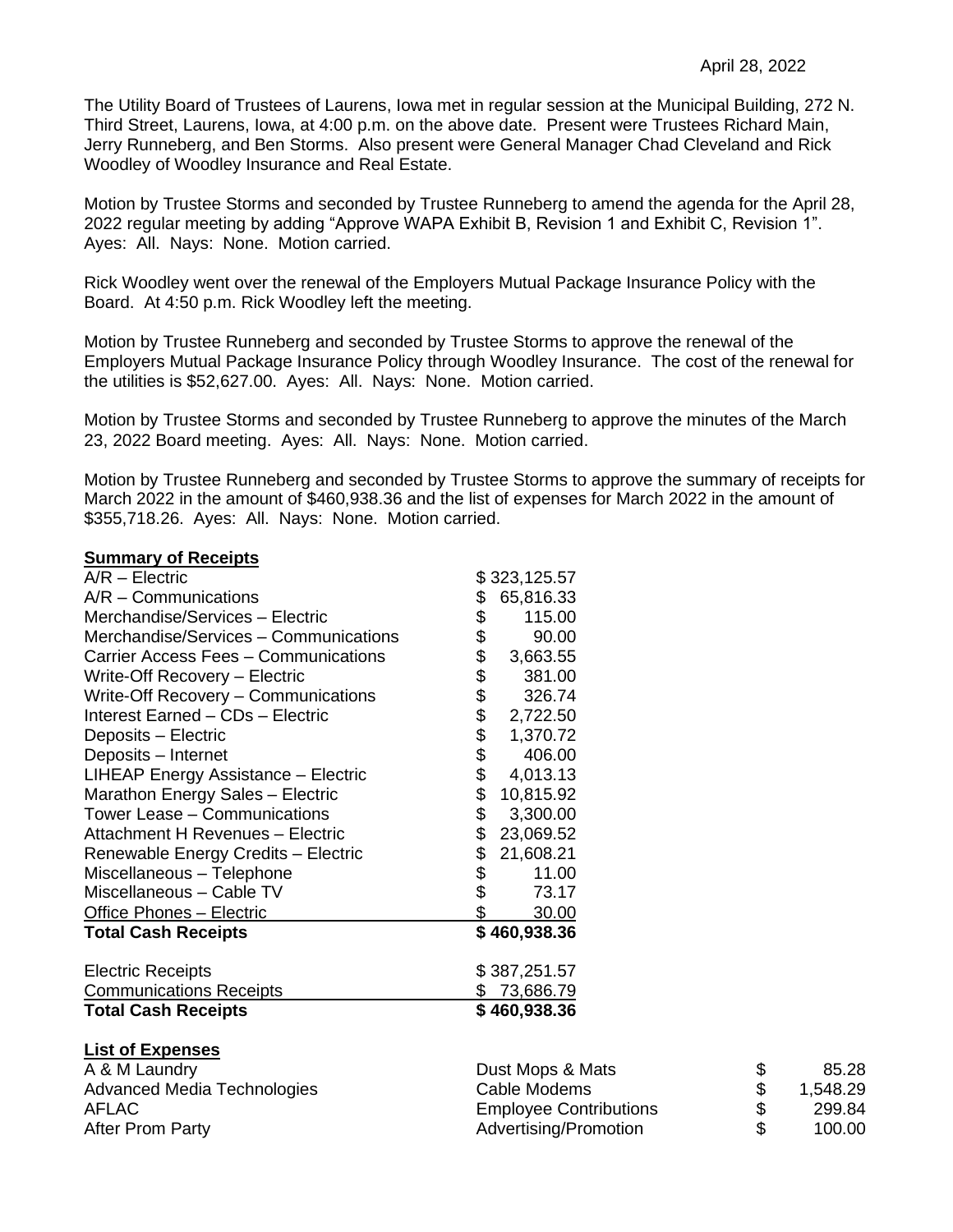April 28, 2022

The Utility Board of Trustees of Laurens, Iowa met in regular session at the Municipal Building, 272 N. Third Street, Laurens, Iowa, at 4:00 p.m. on the above date. Present were Trustees Richard Main, Jerry Runneberg, and Ben Storms. Also present were General Manager Chad Cleveland and Rick Woodley of Woodley Insurance and Real Estate.

Motion by Trustee Storms and seconded by Trustee Runneberg to amend the agenda for the April 28, 2022 regular meeting by adding "Approve WAPA Exhibit B, Revision 1 and Exhibit C, Revision 1". Ayes: All. Nays: None. Motion carried.

Rick Woodley went over the renewal of the Employers Mutual Package Insurance Policy with the Board. At 4:50 p.m. Rick Woodley left the meeting.

Motion by Trustee Runneberg and seconded by Trustee Storms to approve the renewal of the Employers Mutual Package Insurance Policy through Woodley Insurance. The cost of the renewal for the utilities is $52,627.00. Ayes: All. Nays: None. Motion carried.

Motion by Trustee Storms and seconded by Trustee Runneberg to approve the minutes of the March 23, 2022 Board meeting. Ayes: All. Nays: None. Motion carried.

Motion by Trustee Runneberg and seconded by Trustee Storms to approve the summary of receipts for March 2022 in the amount of $460,938.36 and the list of expenses for March 2022 in the amount of $355,718.26. Ayes: All. Nays: None. Motion carried.

**Summary of Receipts**

| | |
|---|---|
| A/R – Electric | $ 323,125.57 |
| A/R – Communications | $ 65,816.33 |
| Merchandise/Services – Electric | $ 115.00 |
| Merchandise/Services – Communications | $ 90.00 |
| Carrier Access Fees – Communications | $ 3,663.55 |
| Write-Off Recovery – Electric | $ 381.00 |
| Write-Off Recovery – Communications | $ 326.74 |
| Interest Earned – CDs – Electric | $ 2,722.50 |
| Deposits – Electric | $ 1,370.72 |
| Deposits – Internet | $ 406.00 |
| LIHEAP Energy Assistance – Electric | $ 4,013.13 |
| Marathon Energy Sales – Electric | $ 10,815.92 |
| Tower Lease – Communications | $ 3,300.00 |
| Attachment H Revenues – Electric | $ 23,069.52 |
| Renewable Energy Credits – Electric | $ 21,608.21 |
| Miscellaneous – Telephone | $ 11.00 |
| Miscellaneous – Cable TV | $ 73.17 |
| Office Phones – Electric | $ 30.00 |
| **Total Cash Receipts** | **$ 460,938.36** |
| | |
| Electric Receipts | $ 387,251.57 |
| Communications Receipts | $ 73,686.79 |
| **Total Cash Receipts** | **$ 460,938.36** |

**List of Expenses**

| | | |
|---|---|---|
| A & M Laundry | Dust Mops & Mats | $ 85.28 |
| Advanced Media Technologies | Cable Modems | $ 1,548.29 |
| AFLAC | Employee Contributions | $ 299.84 |
| After Prom Party | Advertising/Promotion | $ 100.00 |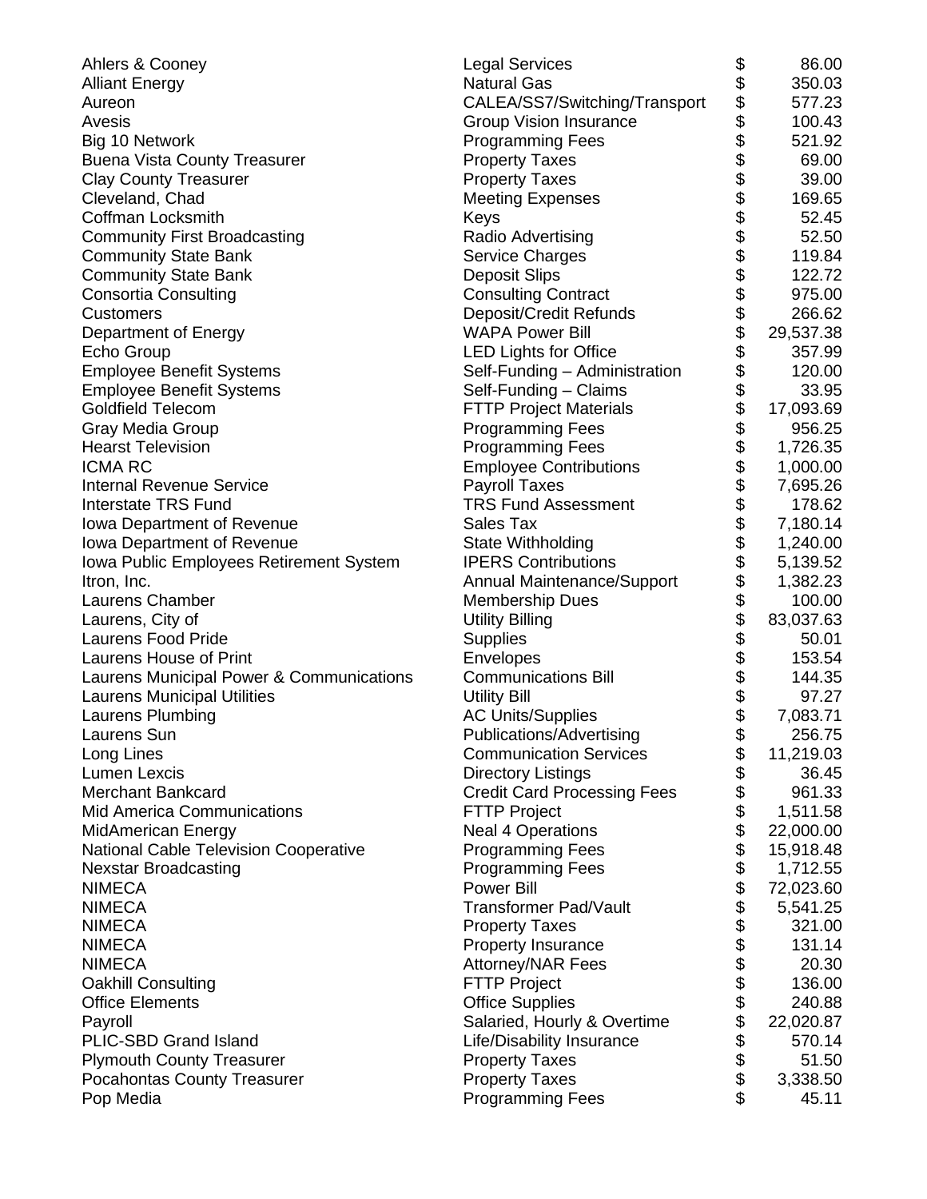| | | | |
|---|---|---|---|
| Ahlers & Cooney | Legal Services | $ | 86.00 |
| Alliant Energy | Natural Gas | $ | 350.03 |
| Aureon | CALEA/SS7/Switching/Transport | $ | 577.23 |
| Avesis | Group Vision Insurance | $ | 100.43 |
| Big 10 Network | Programming Fees | $ | 521.92 |
| Buena Vista County Treasurer | Property Taxes | $ | 69.00 |
| Clay County Treasurer | Property Taxes | $ | 39.00 |
| Cleveland, Chad | Meeting Expenses | $ | 169.65 |
| Coffman Locksmith | Keys | $ | 52.45 |
| Community First Broadcasting | Radio Advertising | $ | 52.50 |
| Community State Bank | Service Charges | $ | 119.84 |
| Community State Bank | Deposit Slips | $ | 122.72 |
| Consortia Consulting | Consulting Contract | $ | 975.00 |
| Customers | Deposit/Credit Refunds | $ | 266.62 |
| Department of Energy | WAPA Power Bill | $ | 29,537.38 |
| Echo Group | LED Lights for Office | $ | 357.99 |
| Employee Benefit Systems | Self-Funding – Administration | $ | 120.00 |
| Employee Benefit Systems | Self-Funding – Claims | $ | 33.95 |
| Goldfield Telecom | FTTP Project Materials | $ | 17,093.69 |
| Gray Media Group | Programming Fees | $ | 956.25 |
| Hearst Television | Programming Fees | $ | 1,726.35 |
| ICMA RC | Employee Contributions | $ | 1,000.00 |
| Internal Revenue Service | Payroll Taxes | $ | 7,695.26 |
| Interstate TRS Fund | TRS Fund Assessment | $ | 178.62 |
| Iowa Department of Revenue | Sales Tax | $ | 7,180.14 |
| Iowa Department of Revenue | State Withholding | $ | 1,240.00 |
| Iowa Public Employees Retirement System | IPERS Contributions | $ | 5,139.52 |
| Itron, Inc. | Annual Maintenance/Support | $ | 1,382.23 |
| Laurens Chamber | Membership Dues | $ | 100.00 |
| Laurens, City of | Utility Billing | $ | 83,037.63 |
| Laurens Food Pride | Supplies | $ | 50.01 |
| Laurens House of Print | Envelopes | $ | 153.54 |
| Laurens Municipal Power & Communications | Communications Bill | $ | 144.35 |
| Laurens Municipal Utilities | Utility Bill | $ | 97.27 |
| Laurens Plumbing | AC Units/Supplies | $ | 7,083.71 |
| Laurens Sun | Publications/Advertising | $ | 256.75 |
| Long Lines | Communication Services | $ | 11,219.03 |
| Lumen Lexcis | Directory Listings | $ | 36.45 |
| Merchant Bankcard | Credit Card Processing Fees | $ | 961.33 |
| Mid America Communications | FTTP Project | $ | 1,511.58 |
| MidAmerican Energy | Neal 4 Operations | $ | 22,000.00 |
| National Cable Television Cooperative | Programming Fees | $ | 15,918.48 |
| Nexstar Broadcasting | Programming Fees | $ | 1,712.55 |
| NIMECA | Power Bill | $ | 72,023.60 |
| NIMECA | Transformer Pad/Vault | $ | 5,541.25 |
| NIMECA | Property Taxes | $ | 321.00 |
| NIMECA | Property Insurance | $ | 131.14 |
| NIMECA | Attorney/NAR Fees | $ | 20.30 |
| Oakhill Consulting | FTTP Project | $ | 136.00 |
| Office Elements | Office Supplies | $ | 240.88 |
| Payroll | Salaried, Hourly & Overtime | $ | 22,020.87 |
| PLIC-SBD Grand Island | Life/Disability Insurance | $ | 570.14 |
| Plymouth County Treasurer | Property Taxes | $ | 51.50 |
| Pocahontas County Treasurer | Property Taxes | $ | 3,338.50 |
| Pop Media | Programming Fees | $ | 45.11 |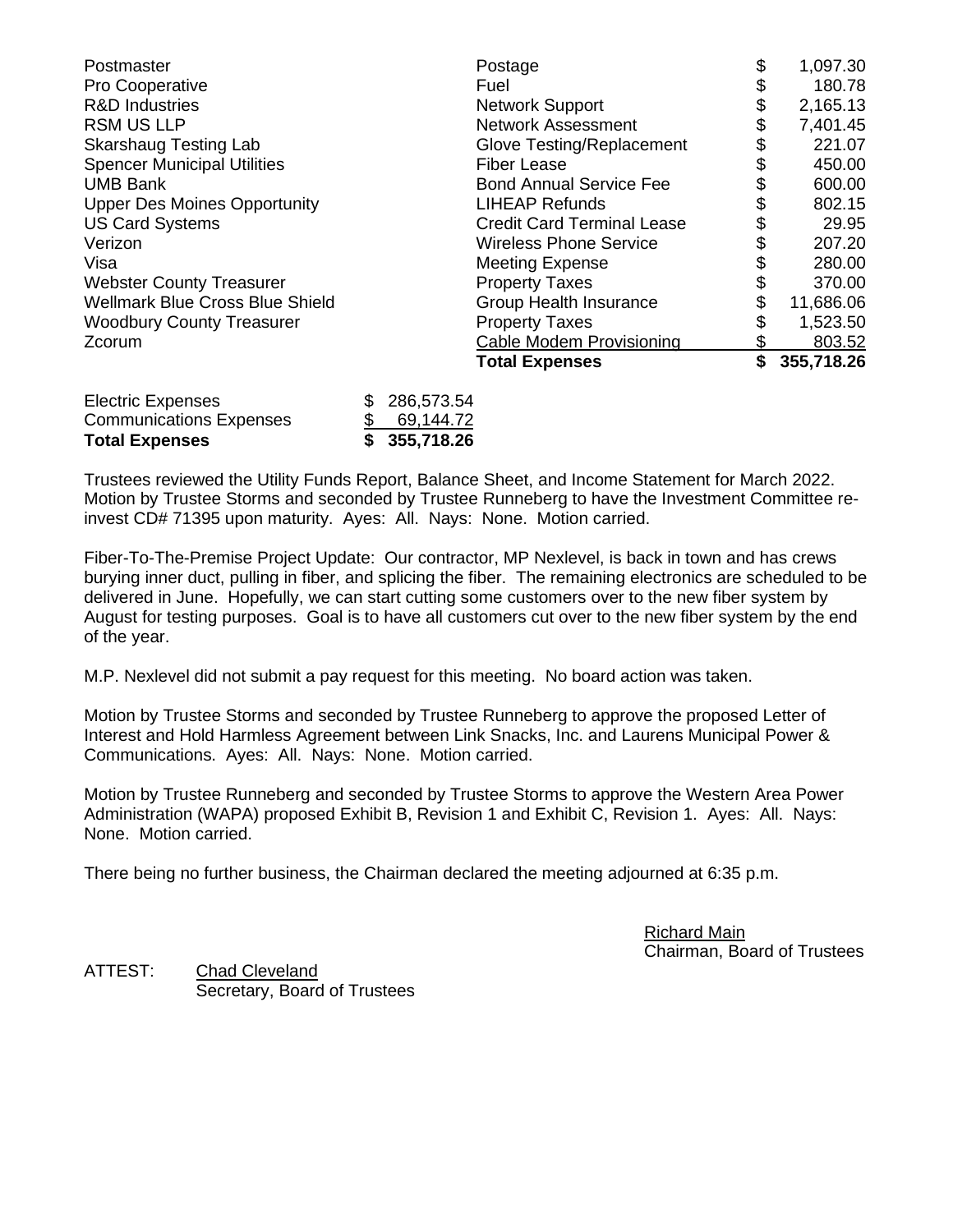| | | | |
|---|---|---|---|
| Postmaster | Postage | $ | 1,097.30 |
| Pro Cooperative | Fuel | $ | 180.78 |
| R&D Industries | Network Support | $ | 2,165.13 |
| RSM US LLP | Network Assessment | $ | 7,401.45 |
| Skarshaug Testing Lab | Glove Testing/Replacement | $ | 221.07 |
| Spencer Municipal Utilities | Fiber Lease | $ | 450.00 |
| UMB Bank | Bond Annual Service Fee | $ | 600.00 |
| Upper Des Moines Opportunity | LIHEAP Refunds | $ | 802.15 |
| US Card Systems | Credit Card Terminal Lease | $ | 29.95 |
| Verizon | Wireless Phone Service | $ | 207.20 |
| Visa | Meeting Expense | $ | 280.00 |
| Webster County Treasurer | Property Taxes | $ | 370.00 |
| Wellmark Blue Cross Blue Shield | Group Health Insurance | $ | 11,686.06 |
| Woodbury County Treasurer | Property Taxes | $ | 1,523.50 |
| Zcorum | Cable Modem Provisioning | $ | 803.52 |
| | **Total Expenses** | **$** | **355,718.26** |

| | |
|---|---|
| Electric Expenses | $ 286,573.54 |
| Communications Expenses | $ 69,144.72 |
| **Total Expenses** | **$ 355,718.26** |

Trustees reviewed the Utility Funds Report, Balance Sheet, and Income Statement for March 2022. Motion by Trustee Storms and seconded by Trustee Runneberg to have the Investment Committee re-invest CD# 71395 upon maturity. Ayes: All. Nays: None. Motion carried.

Fiber-To-The-Premise Project Update: Our contractor, MP Nexlevel, is back in town and has crews burying inner duct, pulling in fiber, and splicing the fiber. The remaining electronics are scheduled to be delivered in June. Hopefully, we can start cutting some customers over to the new fiber system by August for testing purposes. Goal is to have all customers cut over to the new fiber system by the end of the year.

M.P. Nexlevel did not submit a pay request for this meeting. No board action was taken.

Motion by Trustee Storms and seconded by Trustee Runneberg to approve the proposed Letter of Interest and Hold Harmless Agreement between Link Snacks, Inc. and Laurens Municipal Power & Communications. Ayes: All. Nays: None. Motion carried.

Motion by Trustee Runneberg and seconded by Trustee Storms to approve the Western Area Power Administration (WAPA) proposed Exhibit B, Revision 1 and Exhibit C, Revision 1. Ayes: All. Nays: None. Motion carried.

There being no further business, the Chairman declared the meeting adjourned at 6:35 p.m.

Richard Main
Chairman, Board of Trustees

ATTEST: Chad Cleveland
Secretary, Board of Trustees